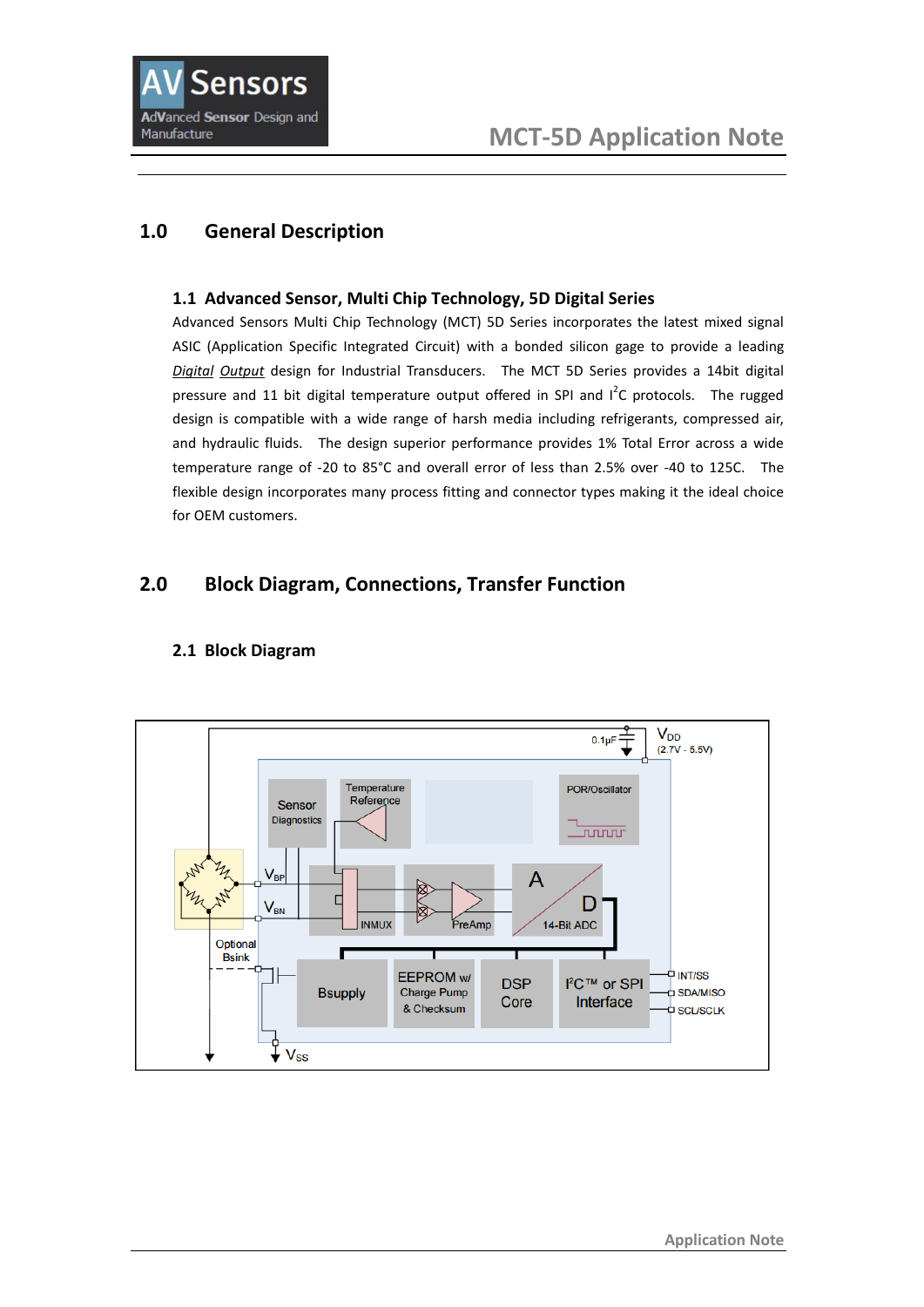# 1.0 General Description

### 1.1 Advanced Sensor, Multi Chip Technology, 5D Digital Series

Advanced Sensors Multi Chip Technology (MCT) 5D Series incorporates the latest mixed signal ASIC (Application Specific Integrated Circuit) with a bonded silicon gage to provide a leading *Digital Output* design for Industrial Transducers. The MCT 5D Series provides a 14bit digital pressure and 11 bit digital temperature output offered in SPI and $I^2C$ protocols. The rugged design is compatible with a wide range of harsh media including refrigerants, compressed air, and hydraulic fluids. The design superior performance provides 1% Total Error across a wide temperature range of -20 to 85°C and overall error of less than 2.5% over -40 to 125C. The flexible design incorporates many process fitting and connector types making it the ideal choice for OEM customers.

# 2.0 Block Diagram, Connections, Transfer Function

### 2.1 Block Diagram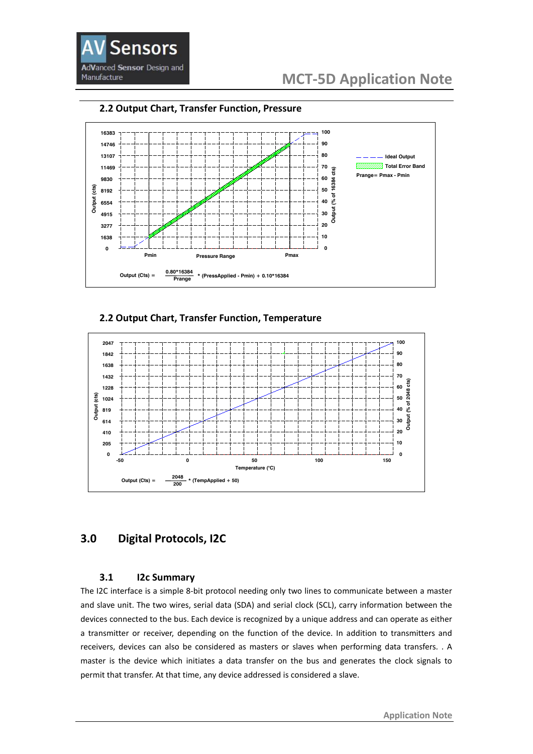## 2.2 Output Chart, Transfer Function, Pressure

$$\text{Output (Cts)} = \frac{0.80*16384}{\text{Prange}} * (\text{PressApplied} - \text{Pmin}) + 0.10*16384$$

Prange= Pmax - Pmin

## 2.2 Output Chart, Transfer Function, Temperature

$$\text{Output (Cts)} = \frac{2048}{200} * (\text{TempApplied} + 50)$$

# 3.0 Digital Protocols, I2C

## 3.1 I2c Summary

The I2C interface is a simple 8-bit protocol needing only two lines to communicate between a master and slave unit. The two wires, serial data (SDA) and serial clock (SCL), carry information between the devices connected to the bus. Each device is recognized by a unique address and can operate as either a transmitter or receiver, depending on the function of the device. In addition to transmitters and receivers, devices can also be considered as masters or slaves when performing data transfers. . A master is the device which initiates a data transfer on the bus and generates the clock signals to permit that transfer. At that time, any device addressed is considered a slave.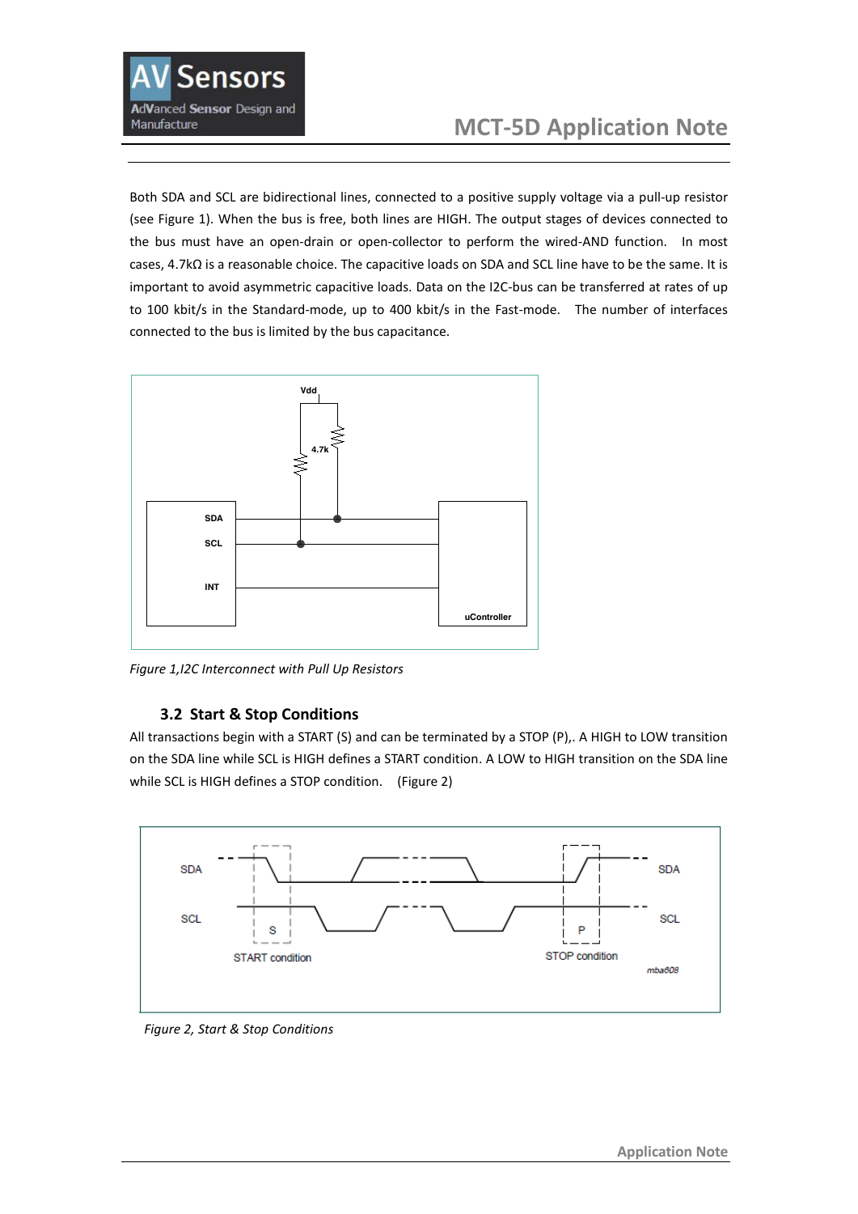Both SDA and SCL are bidirectional lines, connected to a positive supply voltage via a pull-up resistor (see Figure 1). When the bus is free, both lines are HIGH. The output stages of devices connected to the bus must have an open-drain or open-collector to perform the wired-AND function. In most cases, 4.7kΩ is a reasonable choice. The capacitive loads on SDA and SCL line have to be the same. It is important to avoid asymmetric capacitive loads. Data on the I2C-bus can be transferred at rates of up to 100 kbit/s in the Standard-mode, up to 400 kbit/s in the Fast-mode. The number of interfaces connected to the bus is limited by the bus capacitance.

*Figure 1,I2C Interconnect with Pull Up Resistors*

### 3.2 Start & Stop Conditions

All transactions begin with a START (S) and can be terminated by a STOP (P),. A HIGH to LOW transition on the SDA line while SCL is HIGH defines a START condition. A LOW to HIGH transition on the SDA line while SCL is HIGH defines a STOP condition. (Figure 2)

*Figure 2, Start & Stop Conditions*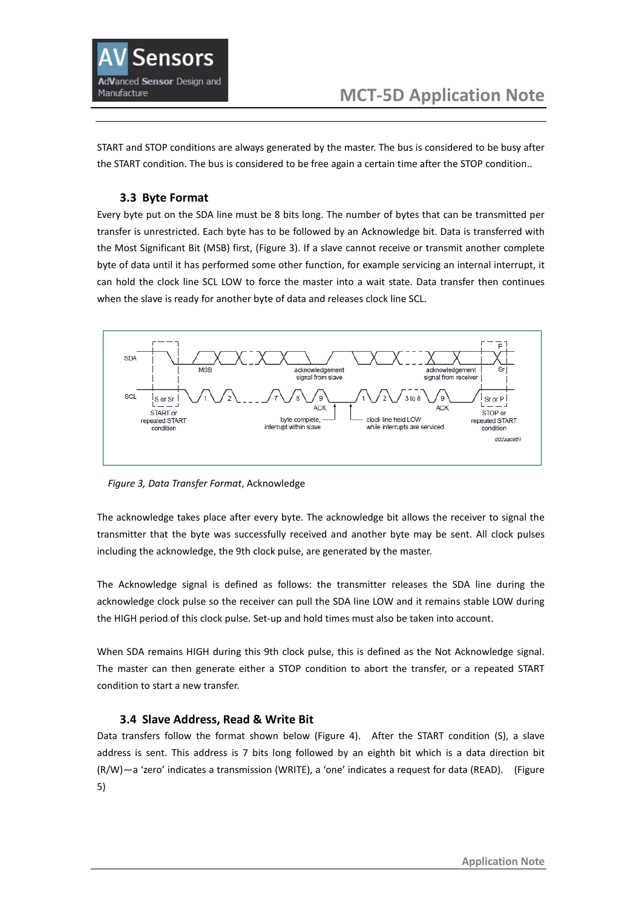START and STOP conditions are always generated by the master. The bus is considered to be busy after the START condition. The bus is considered to be free again a certain time after the STOP condition..

### 3.3 Byte Format

Every byte put on the SDA line must be 8 bits long. The number of bytes that can be transmitted per transfer is unrestricted. Each byte has to be followed by an Acknowledge bit. Data is transferred with the Most Significant Bit (MSB) first, (Figure 3). If a slave cannot receive or transmit another complete byte of data until it has performed some other function, for example servicing an internal interrupt, it can hold the clock line SCL LOW to force the master into a wait state. Data transfer then continues when the slave is ready for another byte of data and releases clock line SCL.

*Figure 3, Data Transfer Format*, Acknowledge

The acknowledge takes place after every byte. The acknowledge bit allows the receiver to signal the transmitter that the byte was successfully received and another byte may be sent. All clock pulses including the acknowledge, the 9th clock pulse, are generated by the master.

The Acknowledge signal is defined as follows: the transmitter releases the SDA line during the acknowledge clock pulse so the receiver can pull the SDA line LOW and it remains stable LOW during the HIGH period of this clock pulse. Set-up and hold times must also be taken into account.

When SDA remains HIGH during this 9th clock pulse, this is defined as the Not Acknowledge signal. The master can then generate either a STOP condition to abort the transfer, or a repeated START condition to start a new transfer.

### 3.4 Slave Address, Read & Write Bit

Data transfers follow the format shown below (Figure 4). After the START condition (S), a slave address is sent. This address is 7 bits long followed by an eighth bit which is a data direction bit (R/W)—a 'zero' indicates a transmission (WRITE), a 'one' indicates a request for data (READ). (Figure 5)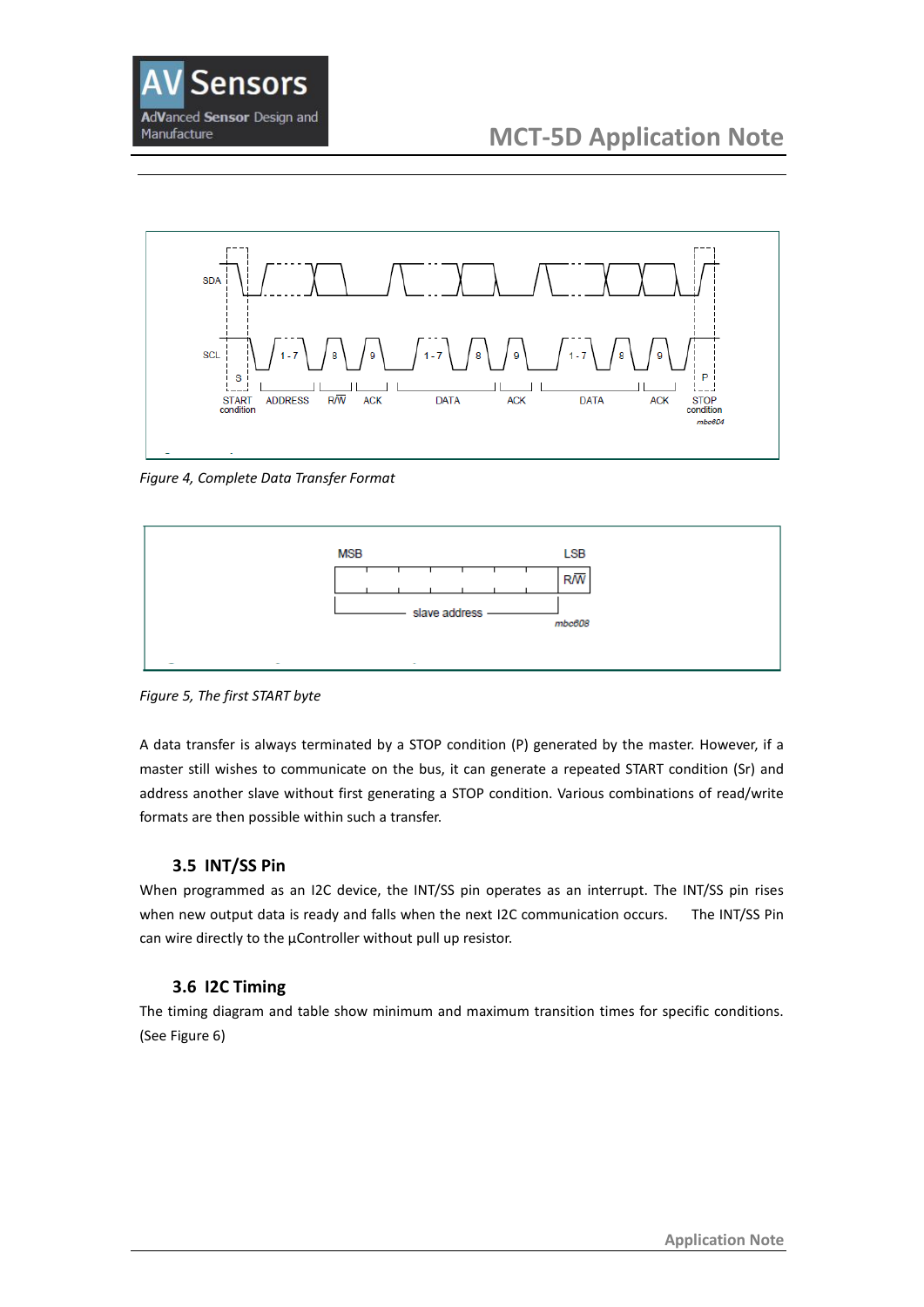Figure 4, Complete Data Transfer Format

Figure 5, The first START byte

A data transfer is always terminated by a STOP condition (P) generated by the master. However, if a master still wishes to communicate on the bus, it can generate a repeated START condition (Sr) and address another slave without first generating a STOP condition. Various combinations of read/write formats are then possible within such a transfer.

### 3.5 INT/SS Pin

When programmed as an I2C device, the INT/SS pin operates as an interrupt. The INT/SS pin rises when new output data is ready and falls when the next I2C communication occurs. The INT/SS Pin can wire directly to the µController without pull up resistor.

### 3.6 I2C Timing

The timing diagram and table show minimum and maximum transition times for specific conditions. (See Figure 6)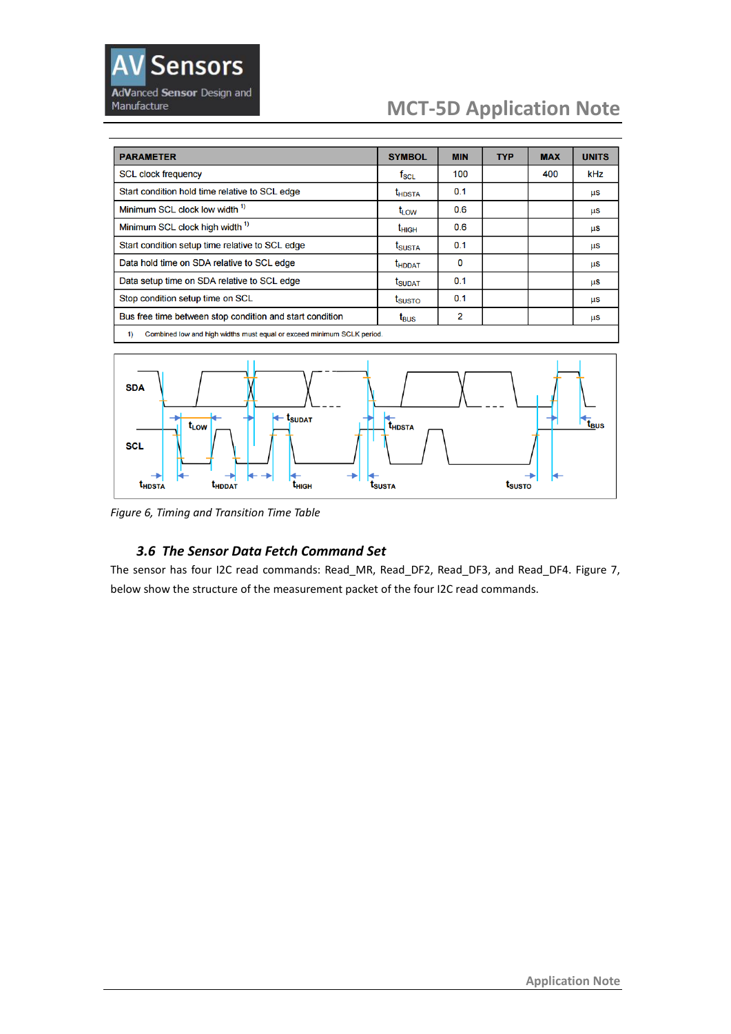| PARAMETER | SYMBOL | MIN | TYP | MAX | UNITS |
|---|---|---|---|---|---|
| SCL clock frequency | $f_{SCL}$ | 100 | | 400 | kHz |
| Start condition hold time relative to SCL edge | $t_{HDSTA}$ | 0.1 | | | µs |
| Minimum SCL clock low width [1] | $t_{LOW}$ | 0.6 | | | µs |
| Minimum SCL clock high width [1] | $t_{HIGH}$ | 0.6 | | | µs |
| Start condition setup time relative to SCL edge | $t_{SUSTA}$ | 0.1 | | | µs |
| Data hold time on SDA relative to SCL edge | $t_{HDDAT}$ | 0 | | | µs |
| Data setup time on SDA relative to SCL edge | $t_{SUDAT}$ | 0.1 | | | µs |
| Stop condition setup time on SCL | $t_{SUSTO}$ | 0.1 | | | µs |
| Bus free time between stop condition and start condition | $t_{BUS}$ | 2 | | | µs |

1) Combined low and high widths must equal or exceed minimum SCLK period.

*Figure 6, Timing and Transition Time Table*

### *3.6 The Sensor Data Fetch Command Set*

The sensor has four I2C read commands: Read_MR, Read_DF2, Read_DF3, and Read_DF4. Figure 7, below show the structure of the measurement packet of the four I2C read commands.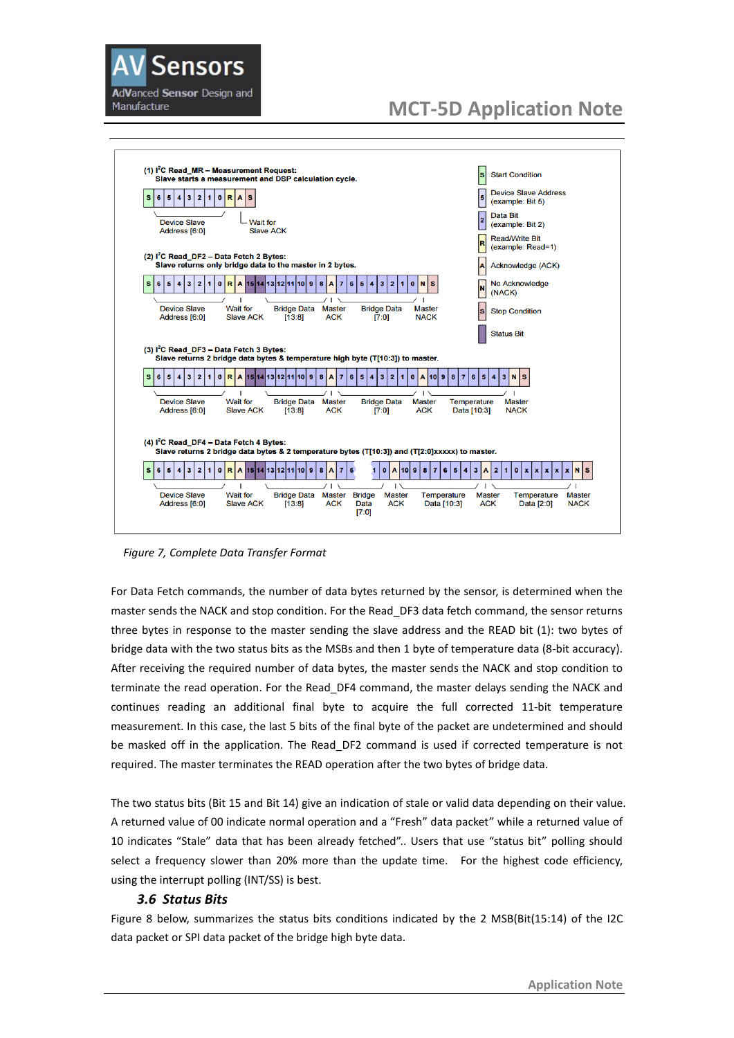(1) I²C Read_MR – Measurement Request:
Slave starts a measurement and DSP calculation cycle.

| S | 6 | 5 | 4 | 3 | 2 | 1 | 0 | R | A | S |
|---|---|---|---|---|---|---|---|---|---|---|

Device Slave Address [6:0] — Wait for Slave ACK

(2) I²C Read_DF2 – Data Fetch 2 Bytes:
Slave returns only bridge data to the master in 2 bytes.

| S | 6 | 5 | 4 | 3 | 2 | 1 | 0 | R | A | 15 | 14 | 13 | 12 | 11 | 10 | 9 | 8 | A | 7 | 6 | 5 | 4 | 3 | 2 | 1 | 0 | N | S |
|---|---|---|---|---|---|---|---|---|---|---|---|---|---|---|---|---|---|---|---|---|---|---|---|---|---|---|---|---|

Device Slave Address [6:0] — Wait for Slave ACK — Bridge Data [13:8] — Master ACK — Bridge Data [7:0] — Master NACK

(3) I²C Read_DF3 – Data Fetch 3 Bytes:
Slave returns 2 bridge data bytes & temperature high byte (T[10:3]) to master.

| S | 6 | 5 | 4 | 3 | 2 | 1 | 0 | R | A | 15 | 14 | 13 | 12 | 11 | 10 | 9 | 8 | A | 7 | 6 | 5 | 4 | 3 | 2 | 1 | 0 | A | 10 | 9 | 8 | 7 | 6 | 5 | 4 | 3 | N | S |
|---|---|---|---|---|---|---|---|---|---|---|---|---|---|---|---|---|---|---|---|---|---|---|---|---|---|---|---|---|---|---|---|---|---|---|---|---|---|

Device Slave Address [6:0] — Wait for Slave ACK — Bridge Data [13:8] — Master ACK — Bridge Data [7:0] — Master ACK — Temperature Data [10:3] — Master NACK

(4) I²C Read_DF4 – Data Fetch 4 Bytes:
Slave returns 2 bridge data bytes & 2 temperature bytes (T[10:3]) and (T[2:0]xxxxx) to master.

| S | 6 | 5 | 4 | 3 | 2 | 1 | 0 | R | A | 15 | 14 | 13 | 12 | 11 | 10 | 9 | 8 | A | 7 | 6 | … | 1 | 0 | A | 10 | 9 | 8 | 7 | 6 | 5 | 4 | 3 | A | 2 | 1 | 0 | x | x | x | x | x | N | S |
|---|---|---|---|---|---|---|---|---|---|---|---|---|---|---|---|---|---|---|---|---|---|---|---|---|---|---|---|---|---|---|---|---|---|---|---|---|---|---|---|---|---|---|---|

Device Slave Address [6:0] — Wait for Slave ACK — Bridge Data [13:8] — Master ACK — Bridge Data [7:0] — Master ACK — Temperature Data [10:3] — Master ACK — Temperature Data [2:0] — Master NACK

Legend:
- S: Start Condition
- 5: Device Slave Address (example: Bit 5)
- 2: Data Bit (example: Bit 2)
- R: Read/Write Bit (example: Read=1)
- A: Acknowledge (ACK)
- N: No Acknowledge (NACK)
- S: Stop Condition
- Status Bit

*Figure 7, Complete Data Transfer Format*

For Data Fetch commands, the number of data bytes returned by the sensor, is determined when the master sends the NACK and stop condition. For the Read_DF3 data fetch command, the sensor returns three bytes in response to the master sending the slave address and the READ bit (1): two bytes of bridge data with the two status bits as the MSBs and then 1 byte of temperature data (8-bit accuracy). After receiving the required number of data bytes, the master sends the NACK and stop condition to terminate the read operation. For the Read_DF4 command, the master delays sending the NACK and continues reading an additional final byte to acquire the full corrected 11-bit temperature measurement. In this case, the last 5 bits of the final byte of the packet are undetermined and should be masked off in the application. The Read_DF2 command is used if corrected temperature is not required. The master terminates the READ operation after the two bytes of bridge data.

The two status bits (Bit 15 and Bit 14) give an indication of stale or valid data depending on their value. A returned value of 00 indicate normal operation and a "Fresh" data packet" while a returned value of 10 indicates "Stale" data that has been already fetched".. Users that use "status bit" polling should select a frequency slower than 20% more than the update time. For the highest code efficiency, using the interrupt polling (INT/SS) is best.

### 3.6 Status Bits

Figure 8 below, summarizes the status bits conditions indicated by the 2 MSB(Bit(15:14) of the I2C data packet or SPI data packet of the bridge high byte data.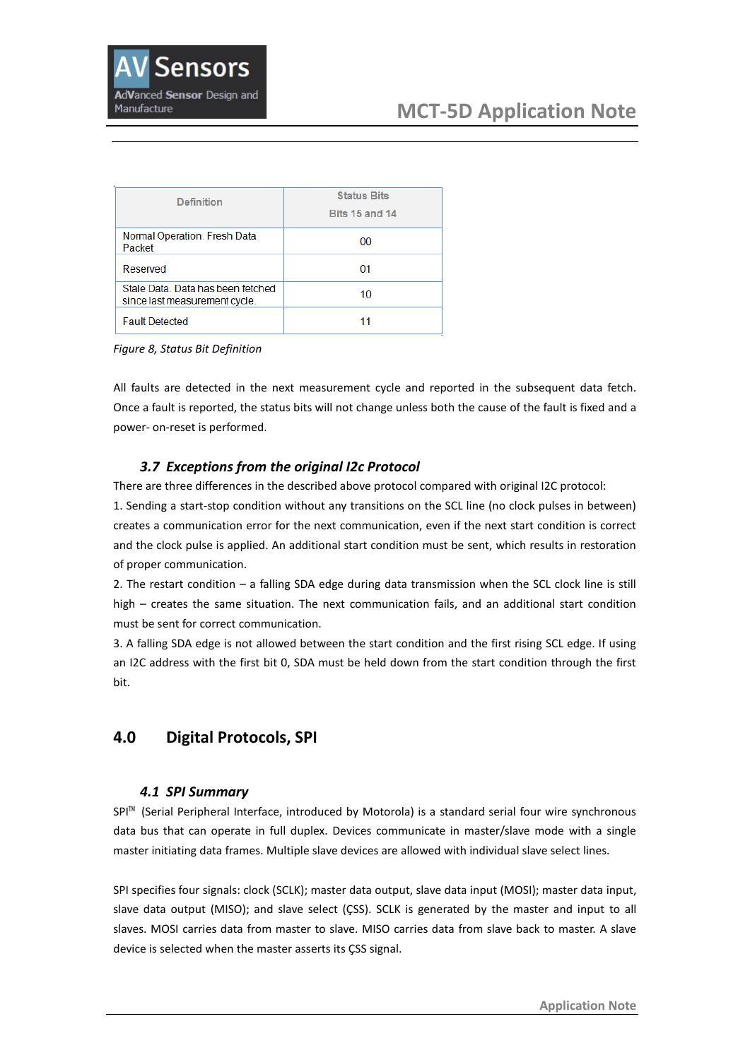| Definition | Status Bits<br>Bits 15 and 14 |
|---|---|
| Normal Operation. Fresh Data Packet | 00 |
| Reserved | 01 |
| Stale Data. Data has been fetched since last measurement cycle. | 10 |
| Fault Detected | 11 |

*Figure 8, Status Bit Definition*

All faults are detected in the next measurement cycle and reported in the subsequent data fetch. Once a fault is reported, the status bits will not change unless both the cause of the fault is fixed and a power- on-reset is performed.

### *3.7 Exceptions from the original I2c Protocol*

There are three differences in the described above protocol compared with original I2C protocol:

1. Sending a start-stop condition without any transitions on the SCL line (no clock pulses in between) creates a communication error for the next communication, even if the next start condition is correct and the clock pulse is applied. An additional start condition must be sent, which results in restoration of proper communication.

2. The restart condition – a falling SDA edge during data transmission when the SCL clock line is still high – creates the same situation. The next communication fails, and an additional start condition must be sent for correct communication.

3. A falling SDA edge is not allowed between the start condition and the first rising SCL edge. If using an I2C address with the first bit 0, SDA must be held down from the start condition through the first bit.

## 4.0 Digital Protocols, SPI

### *4.1 SPI Summary*

SPI™ (Serial Peripheral Interface, introduced by Motorola) is a standard serial four wire synchronous data bus that can operate in full duplex. Devices communicate in master/slave mode with a single master initiating data frames. Multiple slave devices are allowed with individual slave select lines.

SPI specifies four signals: clock (SCLK); master data output, slave data input (MOSI); master data input, slave data output (MISO); and slave select (ÇSS). SCLK is generated by the master and input to all slaves. MOSI carries data from master to slave. MISO carries data from slave back to master. A slave device is selected when the master asserts its ÇSS signal.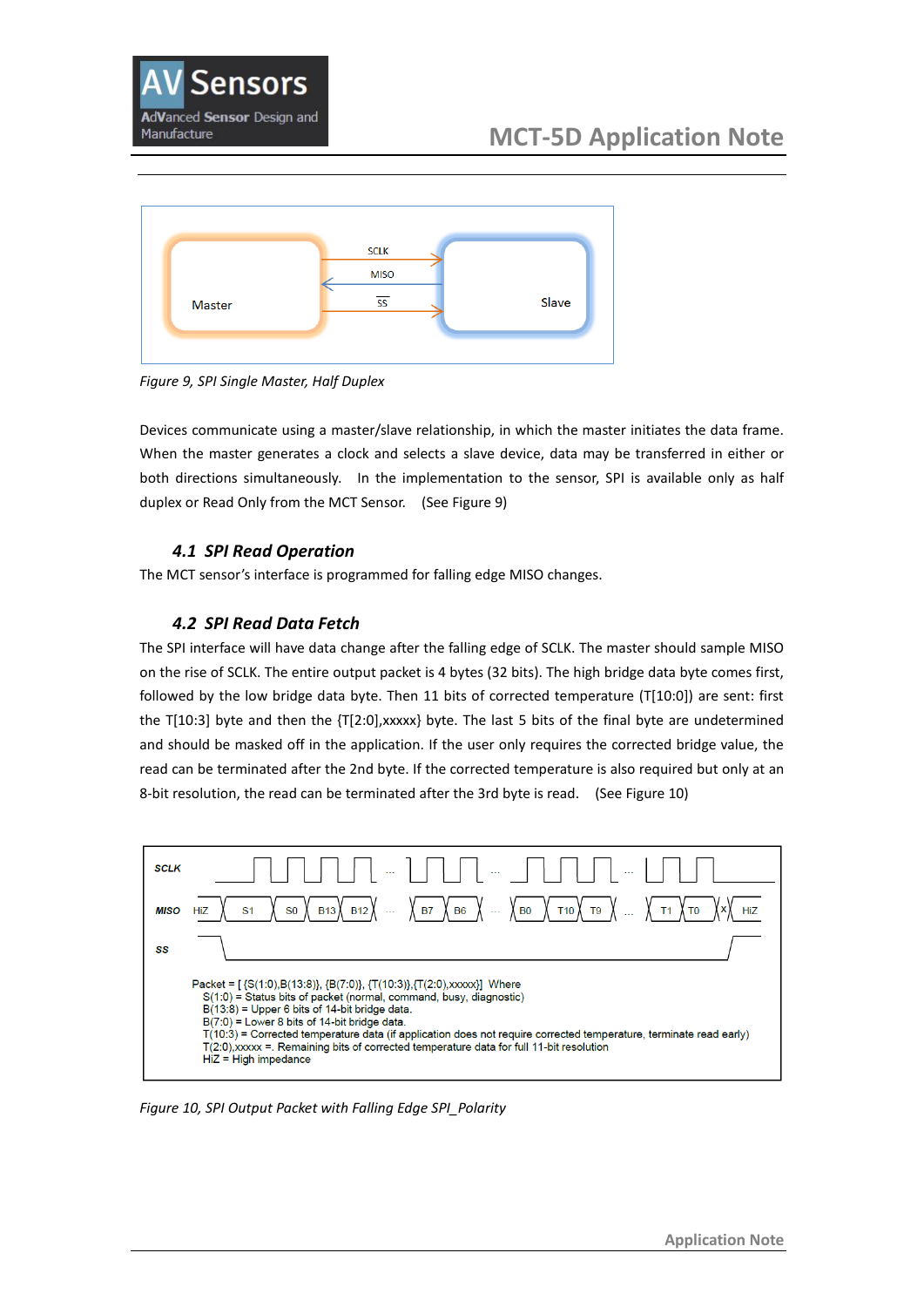*Figure 9, SPI Single Master, Half Duplex*

Devices communicate using a master/slave relationship, in which the master initiates the data frame. When the master generates a clock and selects a slave device, data may be transferred in either or both directions simultaneously. In the implementation to the sensor, SPI is available only as half duplex or Read Only from the MCT Sensor. (See Figure 9)

### *4.1 SPI Read Operation*

The MCT sensor's interface is programmed for falling edge MISO changes.

### *4.2 SPI Read Data Fetch*

The SPI interface will have data change after the falling edge of SCLK. The master should sample MISO on the rise of SCLK. The entire output packet is 4 bytes (32 bits). The high bridge data byte comes first, followed by the low bridge data byte. Then 11 bits of corrected temperature (T[10:0]) are sent: first the T[10:3] byte and then the {T[2:0],xxxxx} byte. The last 5 bits of the final byte are undetermined and should be masked off in the application. If the user only requires the corrected bridge value, the read can be terminated after the 2nd byte. If the corrected temperature is also required but only at an 8-bit resolution, the read can be terminated after the 3rd byte is read. (See Figure 10)

Packet = [ {S(1:0),B(13:8)}, {B(7:0)}, {T(10:3)},{T(2:0),xxxxx}] Where
S(1:0) = Status bits of packet (normal, command, busy, diagnostic)
B(13:8) = Upper 6 bits of 14-bit bridge data.
B(7:0) = Lower 8 bits of 14-bit bridge data.
T(10:3) = Corrected temperature data (if application does not require corrected temperature, terminate read early)
T(2:0),xxxxx =. Remaining bits of corrected temperature data for full 11-bit resolution
HiZ = High impedance

*Figure 10, SPI Output Packet with Falling Edge SPI_Polarity*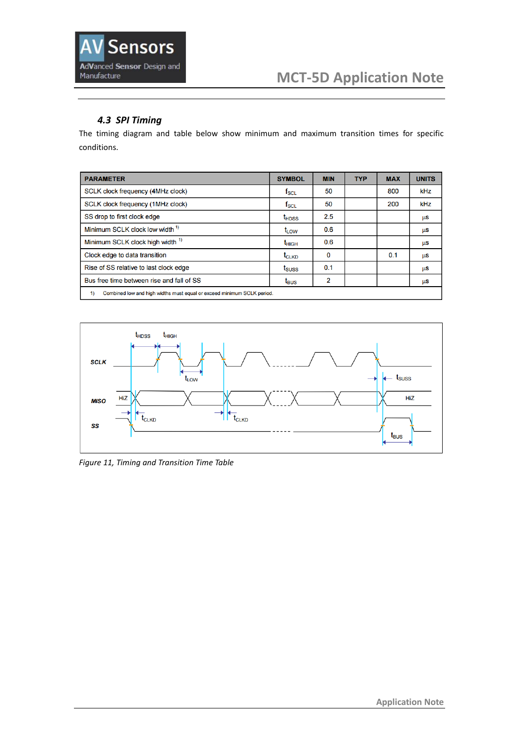### 4.3 SPI Timing

The timing diagram and table below show minimum and maximum transition times for specific conditions.

| PARAMETER | SYMBOL | MIN | TYP | MAX | UNITS |
|---|---|---|---|---|---|
| SCLK clock frequency (4MHz clock) | $f_{SCL}$ | 50 | | 800 | kHz |
| SCLK clock frequency (1MHz clock) | $f_{SCL}$ | 50 | | 200 | kHz |
| SS drop to first clock edge | $t_{HDSS}$ | 2.5 | | | µs |
| Minimum SCLK clock low width [1] | $t_{LOW}$ | 0.6 | | | µs |
| Minimum SCLK clock high width [1] | $t_{HIGH}$ | 0.6 | | | µs |
| Clock edge to data transition | $t_{CLKD}$ | 0 | | 0.1 | µs |
| Rise of SS relative to last clock edge | $t_{SUSS}$ | 0.1 | | | µs |
| Bus free time between rise and fall of SS | $t_{BUS}$ | 2 | | | µs |

1) Combined low and high widths must equal or exceed minimum SCLK period.

$t_{HDSS}$ $t_{HIGH}$

SCLK

$t_{LOW}$

$t_{SUSS}$

MISO

HiZ

HiZ

$t_{CLKD}$

$t_{CLKD}$

SS

$t_{BUS}$

*Figure 11, Timing and Transition Time Table*